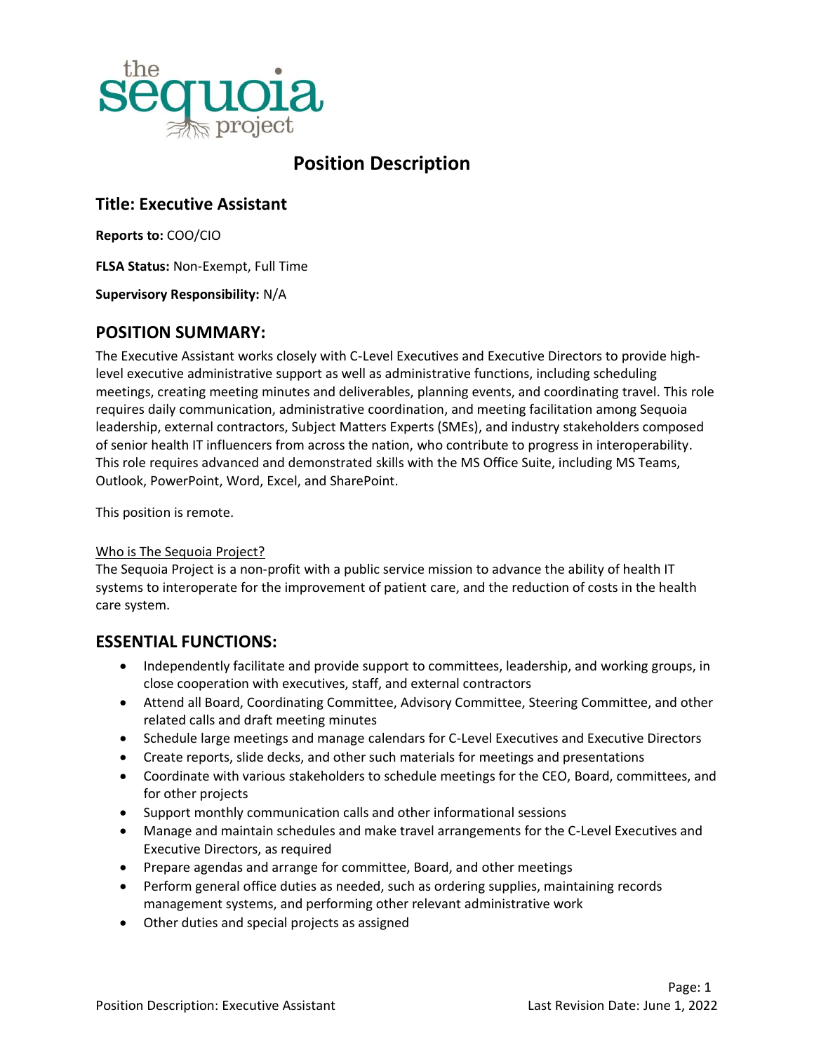# Position Description

## Title: Executive Assistant

**Reports to:** COO/CIO

**FLSA Status:** Non-Exempt, Full Time

**Supervisory Responsibility:** N/A

## POSITION SUMMARY:

The Executive Assistant works closely with C-Level Executives and Executive Directors to provide high-level executive administrative support as well as administrative functions, including scheduling meetings, creating meeting minutes and deliverables, planning events, and coordinating travel. This role requires daily communication, administrative coordination, and meeting facilitation among Sequoia leadership, external contractors, Subject Matters Experts (SMEs), and industry stakeholders composed of senior health IT influencers from across the nation, who contribute to progress in interoperability. This role requires advanced and demonstrated skills with the MS Office Suite, including MS Teams, Outlook, PowerPoint, Word, Excel, and SharePoint.

This position is remote.

Who is The Sequoia Project?

The Sequoia Project is a non-profit with a public service mission to advance the ability of health IT systems to interoperate for the improvement of patient care, and the reduction of costs in the health care system.

## ESSENTIAL FUNCTIONS:

- Independently facilitate and provide support to committees, leadership, and working groups, in close cooperation with executives, staff, and external contractors
- Attend all Board, Coordinating Committee, Advisory Committee, Steering Committee, and other related calls and draft meeting minutes
- Schedule large meetings and manage calendars for C-Level Executives and Executive Directors
- Create reports, slide decks, and other such materials for meetings and presentations
- Coordinate with various stakeholders to schedule meetings for the CEO, Board, committees, and for other projects
- Support monthly communication calls and other informational sessions
- Manage and maintain schedules and make travel arrangements for the C-Level Executives and Executive Directors, as required
- Prepare agendas and arrange for committee, Board, and other meetings
- Perform general office duties as needed, such as ordering supplies, maintaining records management systems, and performing other relevant administrative work
- Other duties and special projects as assigned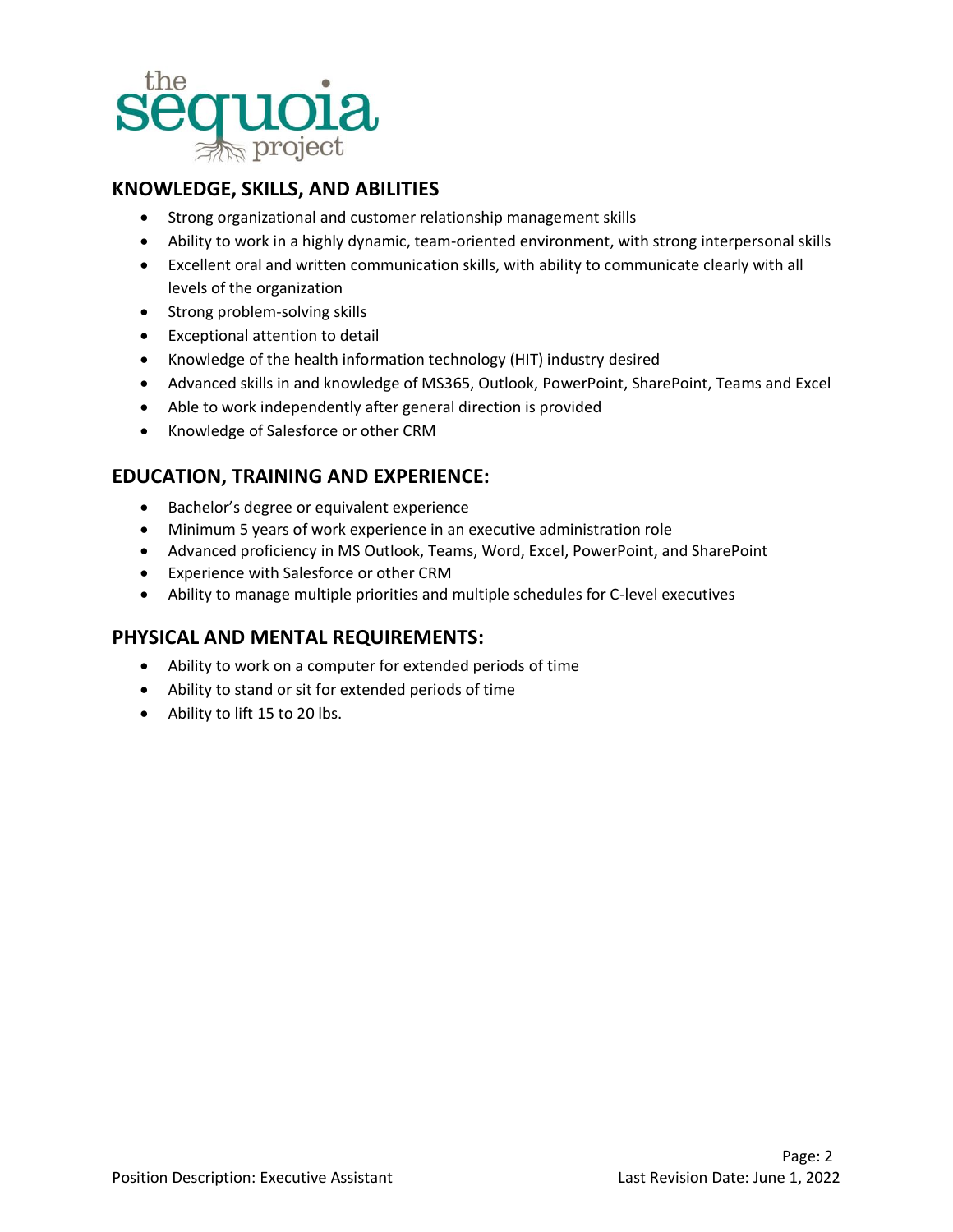## KNOWLEDGE, SKILLS, AND ABILITIES

- Strong organizational and customer relationship management skills
- Ability to work in a highly dynamic, team-oriented environment, with strong interpersonal skills
- Excellent oral and written communication skills, with ability to communicate clearly with all levels of the organization
- Strong problem-solving skills
- Exceptional attention to detail
- Knowledge of the health information technology (HIT) industry desired
- Advanced skills in and knowledge of MS365, Outlook, PowerPoint, SharePoint, Teams and Excel
- Able to work independently after general direction is provided
- Knowledge of Salesforce or other CRM

## EDUCATION, TRAINING AND EXPERIENCE:

- Bachelor's degree or equivalent experience
- Minimum 5 years of work experience in an executive administration role
- Advanced proficiency in MS Outlook, Teams, Word, Excel, PowerPoint, and SharePoint
- Experience with Salesforce or other CRM
- Ability to manage multiple priorities and multiple schedules for C-level executives

## PHYSICAL AND MENTAL REQUIREMENTS:

- Ability to work on a computer for extended periods of time
- Ability to stand or sit for extended periods of time
- Ability to lift 15 to 20 lbs.